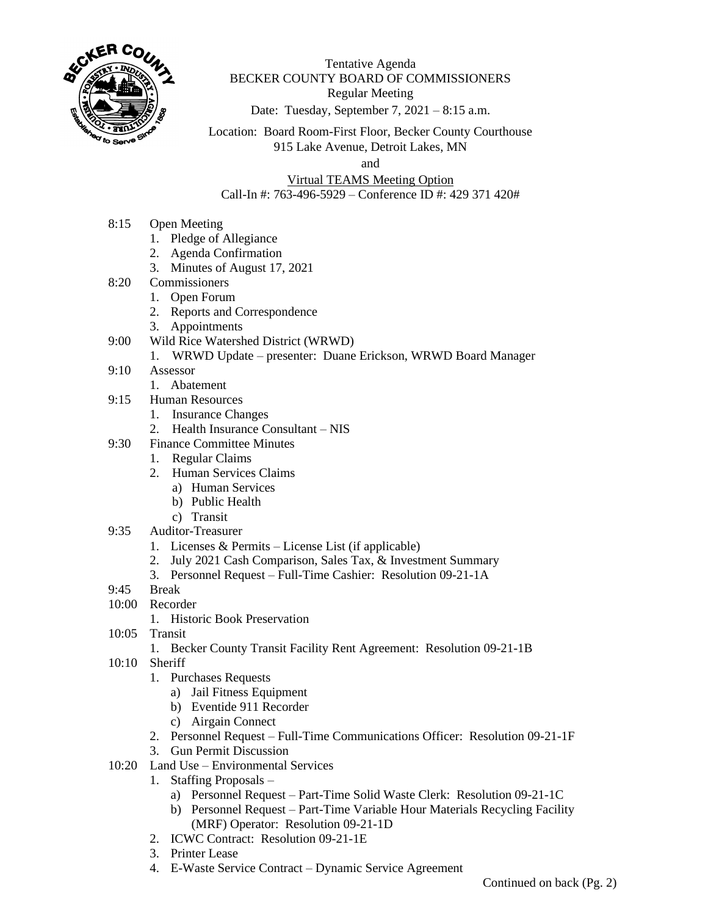Tentative Agenda
BECKER COUNTY BOARD OF COMMISSIONERS
Regular Meeting
Date: Tuesday, September 7, 2021 – 8:15 a.m.

Location: Board Room-First Floor, Becker County Courthouse
915 Lake Avenue, Detroit Lakes, MN
and
Virtual TEAMS Meeting Option
Call-In #: 763-496-5929 – Conference ID #: 429 371 420#

8:15 Open Meeting
1. Pledge of Allegiance
2. Agenda Confirmation
3. Minutes of August 17, 2021

8:20 Commissioners
1. Open Forum
2. Reports and Correspondence
3. Appointments

9:00 Wild Rice Watershed District (WRWD)
1. WRWD Update – presenter: Duane Erickson, WRWD Board Manager

9:10 Assessor
1. Abatement

9:15 Human Resources
1. Insurance Changes
2. Health Insurance Consultant – NIS

9:30 Finance Committee Minutes
1. Regular Claims
2. Human Services Claims
   a) Human Services
   b) Public Health
   c) Transit

9:35 Auditor-Treasurer
1. Licenses & Permits – License List (if applicable)
2. July 2021 Cash Comparison, Sales Tax, & Investment Summary
3. Personnel Request – Full-Time Cashier: Resolution 09-21-1A

9:45 Break

10:00 Recorder
1. Historic Book Preservation

10:05 Transit
1. Becker County Transit Facility Rent Agreement: Resolution 09-21-1B

10:10 Sheriff
1. Purchases Requests
   a) Jail Fitness Equipment
   b) Eventide 911 Recorder
   c) Airgain Connect
2. Personnel Request – Full-Time Communications Officer: Resolution 09-21-1F
3. Gun Permit Discussion

10:20 Land Use – Environmental Services
1. Staffing Proposals –
   a) Personnel Request – Part-Time Solid Waste Clerk: Resolution 09-21-1C
   b) Personnel Request – Part-Time Variable Hour Materials Recycling Facility (MRF) Operator: Resolution 09-21-1D
2. ICWC Contract: Resolution 09-21-1E
3. Printer Lease
4. E-Waste Service Contract – Dynamic Service Agreement

Continued on back (Pg. 2)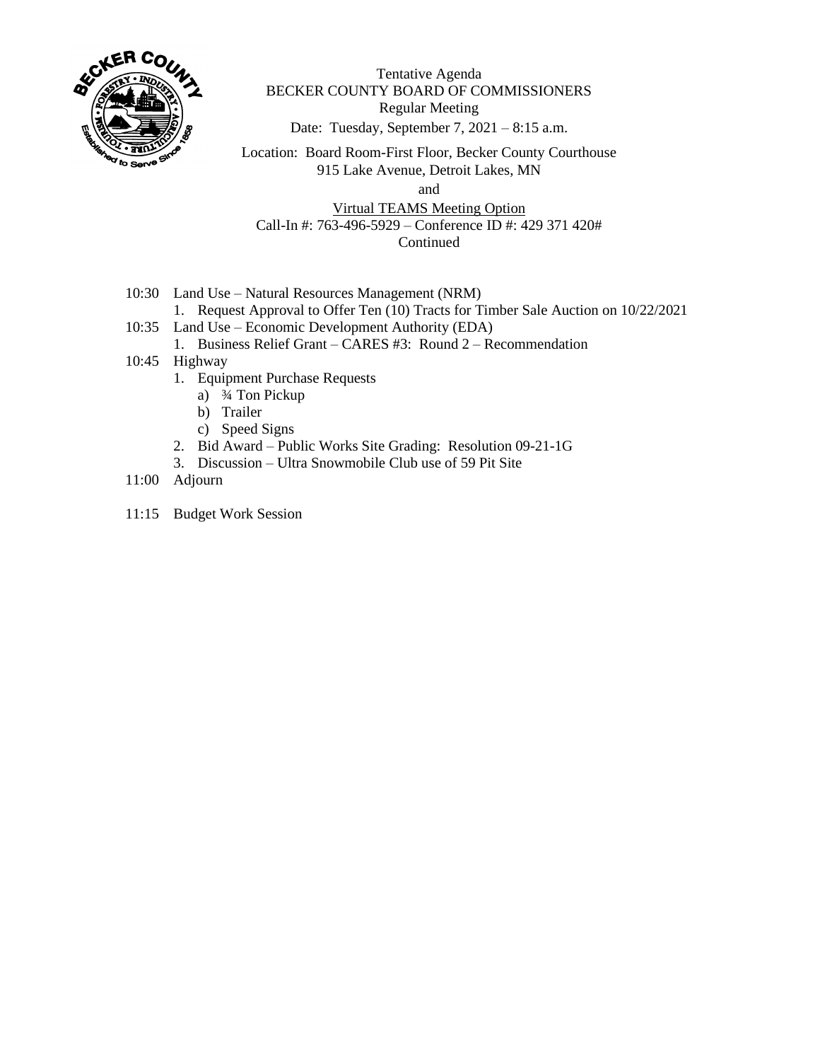Tentative Agenda
BECKER COUNTY BOARD OF COMMISSIONERS
Regular Meeting
Date: Tuesday, September 7, 2021 – 8:15 a.m.

Location: Board Room-First Floor, Becker County Courthouse
915 Lake Avenue, Detroit Lakes, MN
and
Virtual TEAMS Meeting Option
Call-In #: 763-496-5929 – Conference ID #: 429 371 420#
Continued

- 10:30 Land Use – Natural Resources Management (NRM)
  1. Request Approval to Offer Ten (10) Tracts for Timber Sale Auction on 10/22/2021
- 10:35 Land Use – Economic Development Authority (EDA)
  1. Business Relief Grant – CARES #3: Round 2 – Recommendation
- 10:45 Highway
  1. Equipment Purchase Requests
     a) ¾ Ton Pickup
     b) Trailer
     c) Speed Signs
  2. Bid Award – Public Works Site Grading: Resolution 09-21-1G
  3. Discussion – Ultra Snowmobile Club use of 59 Pit Site
- 11:00 Adjourn

- 11:15 Budget Work Session